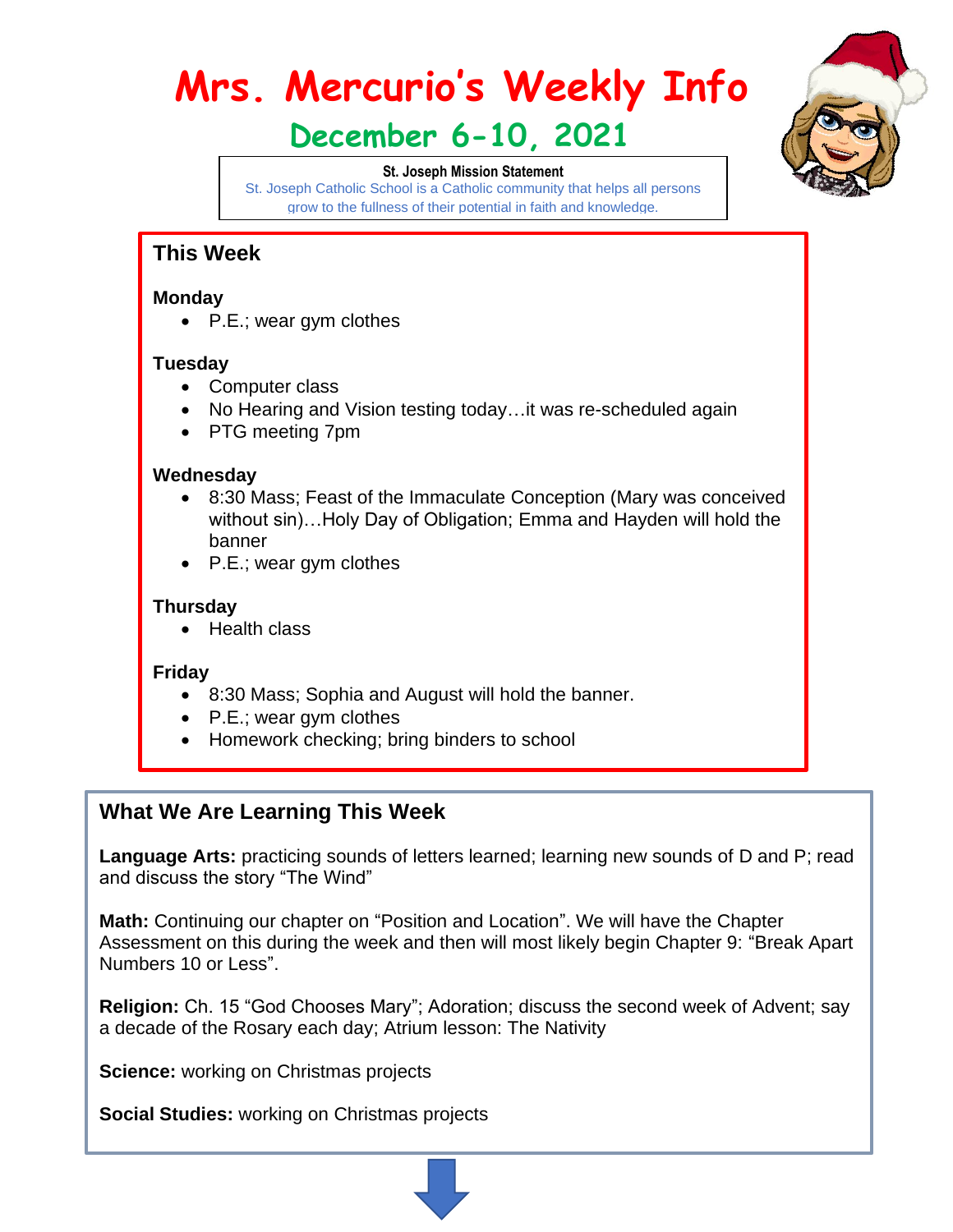# Mrs. Mercurio's Weekly Info

## December 6-10, 2021

**St. Joseph Mission Statement**
St. Joseph Catholic School is a Catholic community that helps all persons grow to the fullness of their potential in faith and knowledge.

## This Week

**Monday**

- P.E.; wear gym clothes

**Tuesday**

- Computer class
- No Hearing and Vision testing today…it was re-scheduled again
- PTG meeting 7pm

**Wednesday**

- 8:30 Mass; Feast of the Immaculate Conception (Mary was conceived without sin)…Holy Day of Obligation; Emma and Hayden will hold the banner
- P.E.; wear gym clothes

**Thursday**

- Health class

**Friday**

- 8:30 Mass; Sophia and August will hold the banner.
- P.E.; wear gym clothes
- Homework checking; bring binders to school

## What We Are Learning This Week

**Language Arts:** practicing sounds of letters learned; learning new sounds of D and P; read and discuss the story "The Wind"

**Math:** Continuing our chapter on "Position and Location". We will have the Chapter Assessment on this during the week and then will most likely begin Chapter 9: "Break Apart Numbers 10 or Less".

**Religion:** Ch. 15 "God Chooses Mary"; Adoration; discuss the second week of Advent; say a decade of the Rosary each day; Atrium lesson: The Nativity

**Science:** working on Christmas projects

**Social Studies:** working on Christmas projects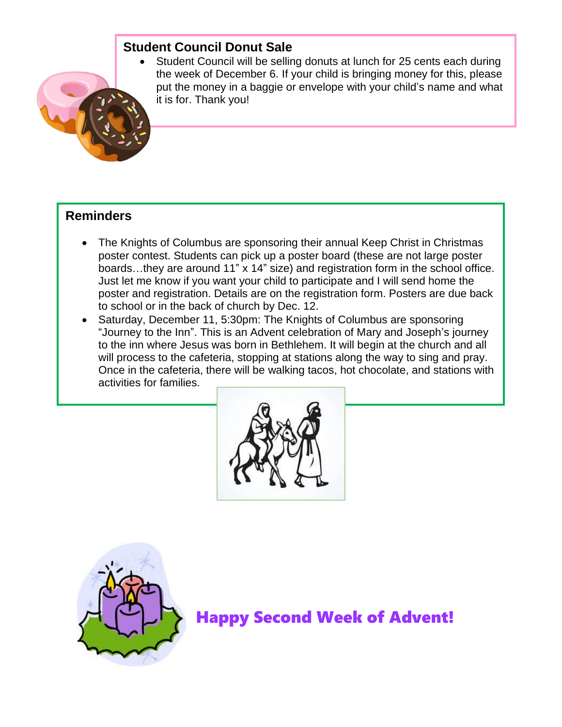## Student Council Donut Sale

- Student Council will be selling donuts at lunch for 25 cents each during the week of December 6. If your child is bringing money for this, please put the money in a baggie or envelope with your child's name and what it is for. Thank you!

## Reminders

- The Knights of Columbus are sponsoring their annual Keep Christ in Christmas poster contest. Students can pick up a poster board (these are not large poster boards…they are around 11" x 14" size) and registration form in the school office. Just let me know if you want your child to participate and I will send home the poster and registration. Details are on the registration form. Posters are due back to school or in the back of church by Dec. 12.
- Saturday, December 11, 5:30pm: The Knights of Columbus are sponsoring "Journey to the Inn". This is an Advent celebration of Mary and Joseph's journey to the inn where Jesus was born in Bethlehem. It will begin at the church and all will process to the cafeteria, stopping at stations along the way to sing and pray. Once in the cafeteria, there will be walking tacos, hot chocolate, and stations with activities for families.

**Happy Second Week of Advent!**